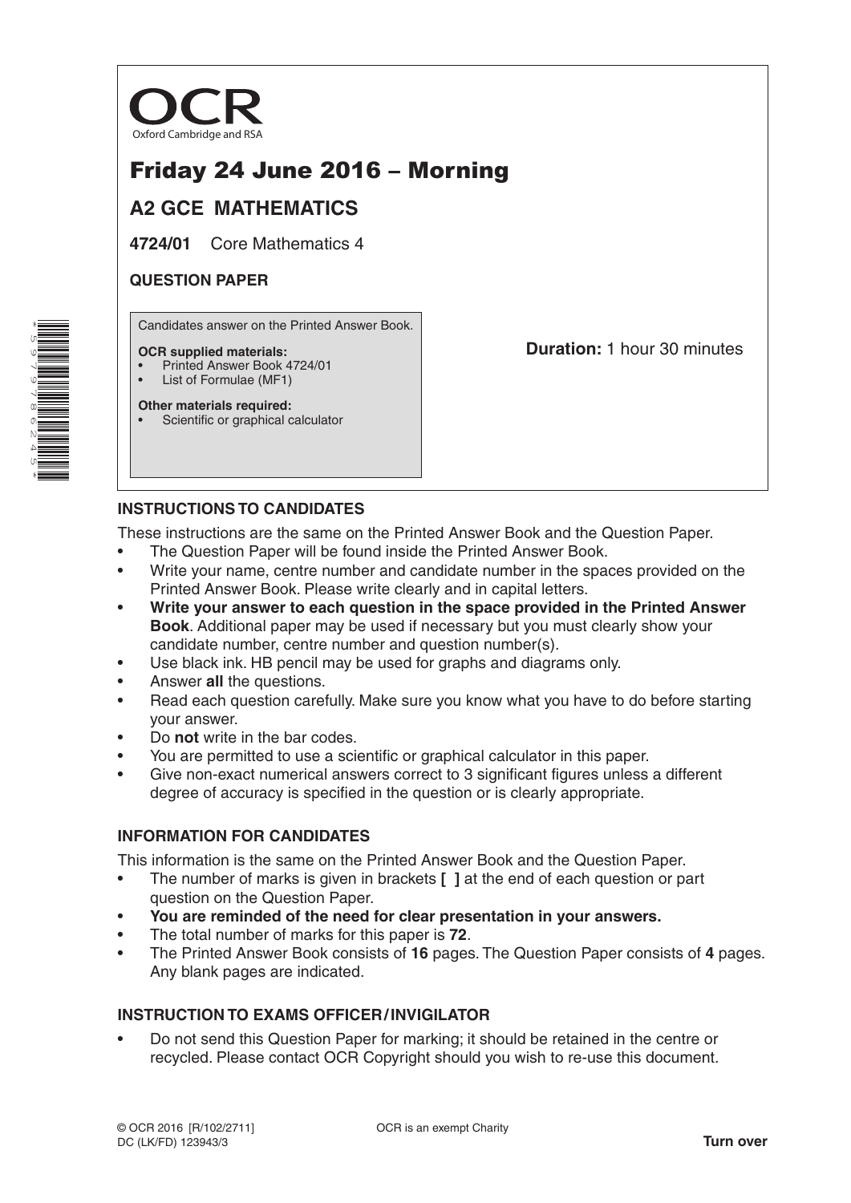OCR
Oxford Cambridge and RSA

# Friday 24 June 2016 – Morning

## A2 GCE MATHEMATICS

**4724/01** Core Mathematics 4

**QUESTION PAPER**

Candidates answer on the Printed Answer Book.

**OCR supplied materials:**
- Printed Answer Book 4724/01
- List of Formulae (MF1)

**Other materials required:**
- Scientific or graphical calculator

**Duration:** 1 hour 30 minutes

## INSTRUCTIONS TO CANDIDATES

These instructions are the same on the Printed Answer Book and the Question Paper.

- The Question Paper will be found inside the Printed Answer Book.
- Write your name, centre number and candidate number in the spaces provided on the Printed Answer Book. Please write clearly and in capital letters.
- **Write your answer to each question in the space provided in the Printed Answer Book**. Additional paper may be used if necessary but you must clearly show your candidate number, centre number and question number(s).
- Use black ink. HB pencil may be used for graphs and diagrams only.
- Answer **all** the questions.
- Read each question carefully. Make sure you know what you have to do before starting your answer.
- Do **not** write in the bar codes.
- You are permitted to use a scientific or graphical calculator in this paper.
- Give non-exact numerical answers correct to 3 significant figures unless a different degree of accuracy is specified in the question or is clearly appropriate.

## INFORMATION FOR CANDIDATES

This information is the same on the Printed Answer Book and the Question Paper.

- The number of marks is given in brackets **[ ]** at the end of each question or part question on the Question Paper.
- **You are reminded of the need for clear presentation in your answers.**
- The total number of marks for this paper is **72**.
- The Printed Answer Book consists of **16** pages. The Question Paper consists of **4** pages. Any blank pages are indicated.

## INSTRUCTION TO EXAMS OFFICER / INVIGILATOR

- Do not send this Question Paper for marking; it should be retained in the centre or recycled. Please contact OCR Copyright should you wish to re-use this document.

© OCR 2016 [R/102/2711]
DC (LK/FD) 123943/3

OCR is an exempt Charity

**Turn over**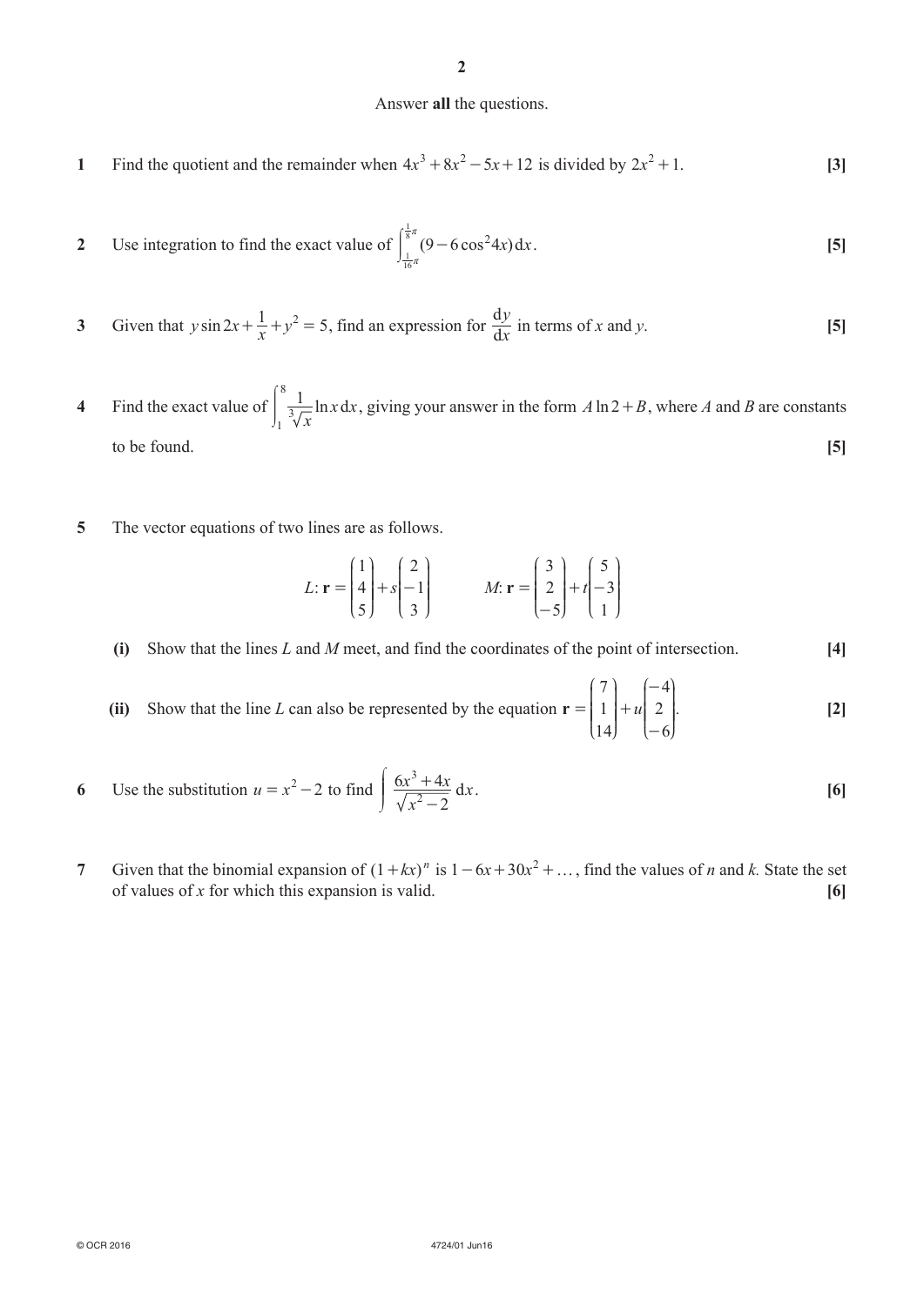Answer **all** the questions.

**1** Find the quotient and the remainder when $4x^3 + 8x^2 - 5x + 12$ is divided by $2x^2 + 1$. **[3]**

**2** Use integration to find the exact value of $\int_{\frac{1}{16}\pi}^{\frac{1}{8}\pi} (9 - 6\cos^2 4x)\,dx$. **[5]**

**3** Given that $y \sin 2x + \frac{1}{x} + y^2 = 5$, find an expression for $\frac{dy}{dx}$ in terms of $x$ and $y$. **[5]**

**4** Find the exact value of $\int_1^8 \frac{1}{\sqrt[3]{x}} \ln x\,dx$, giving your answer in the form $A \ln 2 + B$, where $A$ and $B$ are constants to be found. **[5]**

**5** The vector equations of two lines are as follows.

$$L: \mathbf{r} = \begin{pmatrix} 1 \\ 4 \\ 5 \end{pmatrix} + s\begin{pmatrix} 2 \\ -1 \\ 3 \end{pmatrix} \qquad M: \mathbf{r} = \begin{pmatrix} 3 \\ 2 \\ -5 \end{pmatrix} + t\begin{pmatrix} 5 \\ -3 \\ 1 \end{pmatrix}$$

**(i)** Show that the lines $L$ and $M$ meet, and find the coordinates of the point of intersection. **[4]**

**(ii)** Show that the line $L$ can also be represented by the equation $\mathbf{r} = \begin{pmatrix} 7 \\ 1 \\ 14 \end{pmatrix} + u\begin{pmatrix} -4 \\ 2 \\ -6 \end{pmatrix}$. **[2]**

**6** Use the substitution $u = x^2 - 2$ to find $\int \frac{6x^3 + 4x}{\sqrt{x^2 - 2}}\,dx$. **[6]**

**7** Given that the binomial expansion of $(1 + kx)^n$ is $1 - 6x + 30x^2 + \ldots$, find the values of $n$ and $k$. State the set of values of $x$ for which this expansion is valid. **[6]**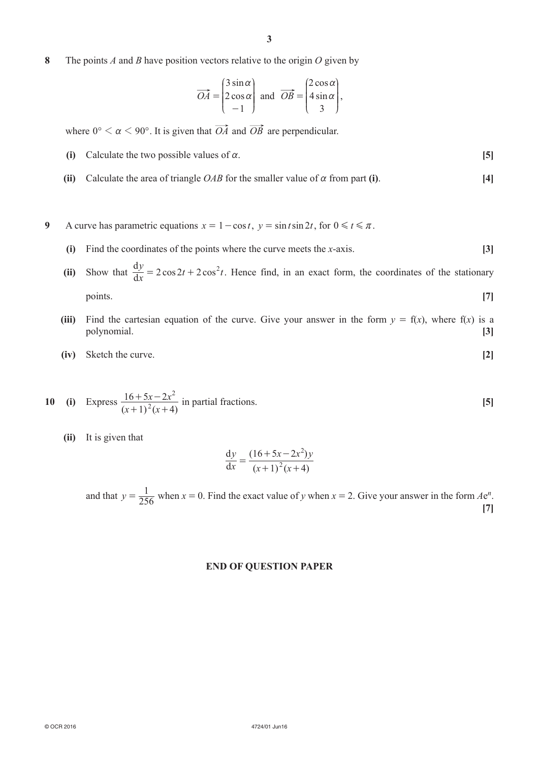**8** The points $A$ and $B$ have position vectors relative to the origin $O$ given by

$$\overrightarrow{OA} = \begin{pmatrix} 3\sin\alpha \\ 2\cos\alpha \\ -1 \end{pmatrix} \text{ and } \overrightarrow{OB} = \begin{pmatrix} 2\cos\alpha \\ 4\sin\alpha \\ 3 \end{pmatrix},$$

where $0° < \alpha < 90°$. It is given that $\overrightarrow{OA}$ and $\overrightarrow{OB}$ are perpendicular.

**(i)** Calculate the two possible values of $\alpha$. **[5]**

**(ii)** Calculate the area of triangle $OAB$ for the smaller value of $\alpha$ from part **(i)**. **[4]**

**9** A curve has parametric equations $x = 1 - \cos t$, $y = \sin t \sin 2t$, for $0 \leqslant t \leqslant \pi$.

**(i)** Find the coordinates of the points where the curve meets the $x$-axis. **[3]**

**(ii)** Show that $\dfrac{\mathrm{d}y}{\mathrm{d}x} = 2\cos 2t + 2\cos^2 t$. Hence find, in an exact form, the coordinates of the stationary points. **[7]**

**(iii)** Find the cartesian equation of the curve. Give your answer in the form $y = \mathrm{f}(x)$, where $\mathrm{f}(x)$ is a polynomial. **[3]**

**(iv)** Sketch the curve. **[2]**

**10** **(i)** Express $\dfrac{16 + 5x - 2x^2}{(x+1)^2(x+4)}$ in partial fractions. **[5]**

**(ii)** It is given that

$$\frac{\mathrm{d}y}{\mathrm{d}x} = \frac{(16 + 5x - 2x^2)y}{(x+1)^2(x+4)}$$

and that $y = \dfrac{1}{256}$ when $x = 0$. Find the exact value of $y$ when $x = 2$. Give your answer in the form $A\mathrm{e}^n$. **[7]**

**END OF QUESTION PAPER**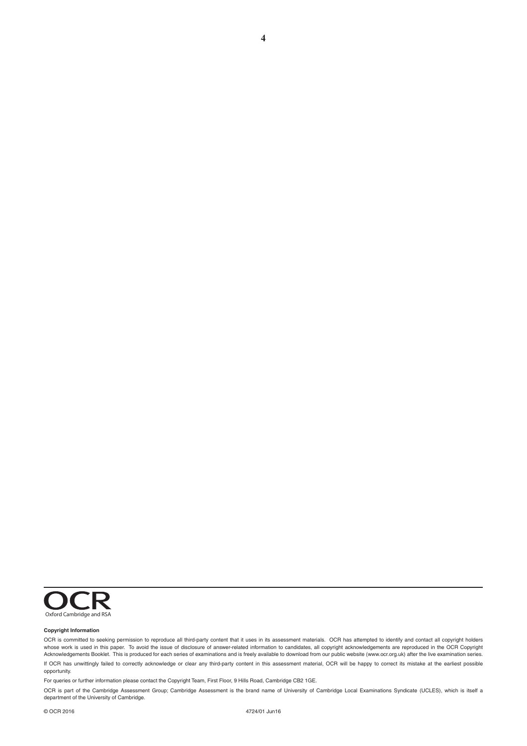OCR

Oxford Cambridge and RSA

**Copyright Information**

OCR is committed to seeking permission to reproduce all third-party content that it uses in its assessment materials. OCR has attempted to identify and contact all copyright holders whose work is used in this paper. To avoid the issue of disclosure of answer-related information to candidates, all copyright acknowledgements are reproduced in the OCR Copyright Acknowledgements Booklet. This is produced for each series of examinations and is freely available to download from our public website (www.ocr.org.uk) after the live examination series.

If OCR has unwittingly failed to correctly acknowledge or clear any third-party content in this assessment material, OCR will be happy to correct its mistake at the earliest possible opportunity.

For queries or further information please contact the Copyright Team, First Floor, 9 Hills Road, Cambridge CB2 1GE.

OCR is part of the Cambridge Assessment Group; Cambridge Assessment is the brand name of University of Cambridge Local Examinations Syndicate (UCLES), which is itself a department of the University of Cambridge.

© OCR 2016 4724/01 Jun16